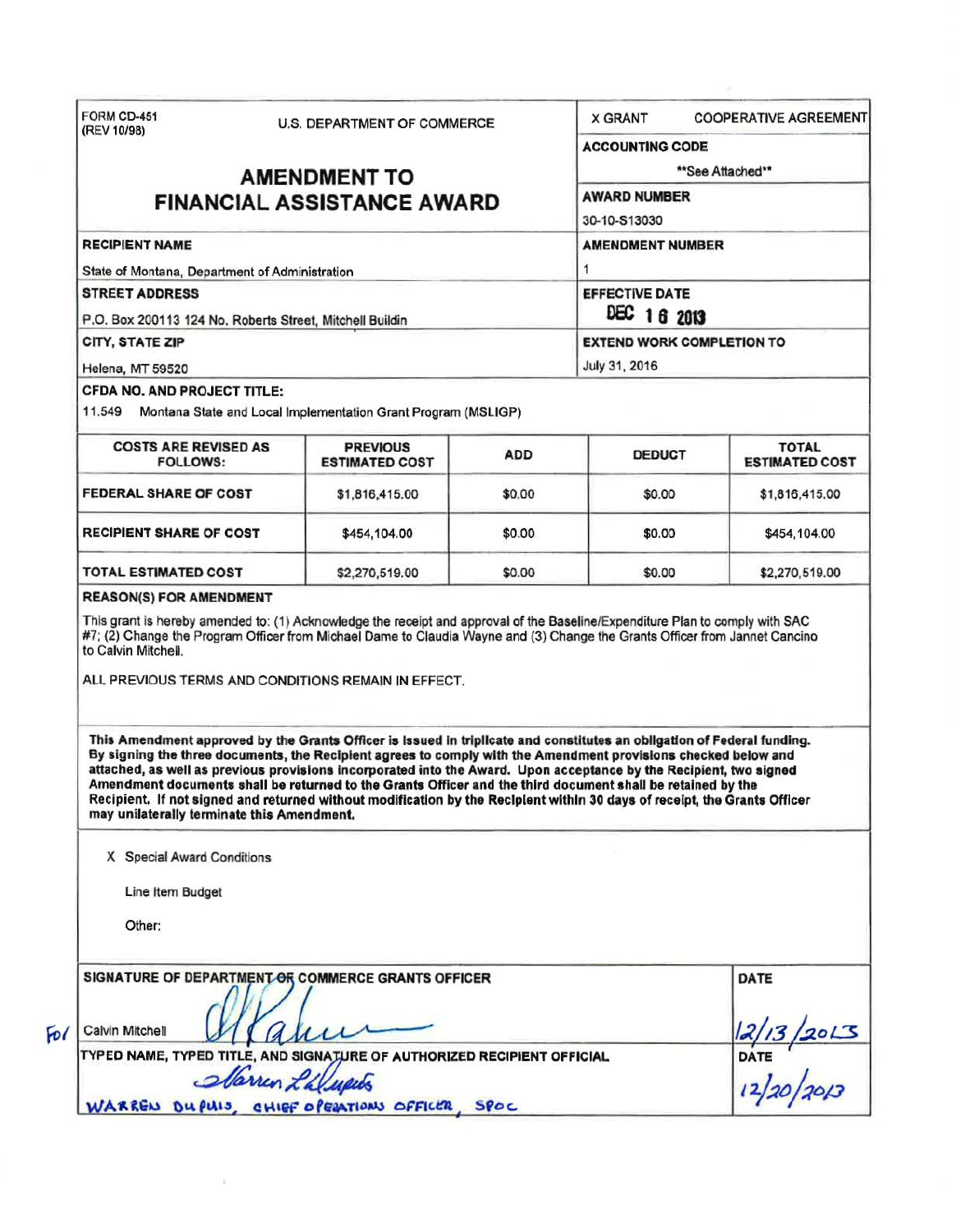FORM CD-451
(REV 10/98)

U.S. DEPARTMENT OF COMMERCE

# AMENDMENT TO FINANCIAL ASSISTANCE AWARD

X GRANT    COOPERATIVE AGREEMENT

**ACCOUNTING CODE**

**See Attached**

**AWARD NUMBER**

30-10-S13030

**AMENDMENT NUMBER**

1

**EFFECTIVE DATE**

DEC 16 2013

**EXTEND WORK COMPLETION TO**

July 31, 2016

**RECIPIENT NAME**

State of Montana, Department of Administration

**STREET ADDRESS**

P.O. Box 200113 124 No. Roberts Street, Mitchell Buildin

**CITY, STATE ZIP**

Helena, MT 59520

**CFDA NO. AND PROJECT TITLE:**

11.549 Montana State and Local Implementation Grant Program (MSLIGP)

| COSTS ARE REVISED AS FOLLOWS: | PREVIOUS ESTIMATED COST | ADD | DEDUCT | TOTAL ESTIMATED COST |
|---|---|---|---|---|
| FEDERAL SHARE OF COST | $1,816,415.00 | $0.00 | $0.00 | $1,816,415.00 |
| RECIPIENT SHARE OF COST | $454,104.00 | $0.00 | $0.00 | $454,104.00 |
| TOTAL ESTIMATED COST | $2,270,519.00 | $0.00 | $0.00 | $2,270,519.00 |

**REASON(S) FOR AMENDMENT**

This grant is hereby amended to: (1) Acknowledge the receipt and approval of the Baseline/Expenditure Plan to comply with SAC #7; (2) Change the Program Officer from Michael Dame to Claudia Wayne and (3) Change the Grants Officer from Jannet Cancino to Calvin Mitchell.

ALL PREVIOUS TERMS AND CONDITIONS REMAIN IN EFFECT.

**This Amendment approved by the Grants Officer is issued in triplicate and constitutes an obligation of Federal funding. By signing the three documents, the Recipient agrees to comply with the Amendment provisions checked below and attached, as well as previous provisions incorporated into the Award. Upon acceptance by the Recipient, two signed Amendment documents shall be returned to the Grants Officer and the third document shall be retained by the Recipient. If not signed and returned without modification by the Recipient within 30 days of receipt, the Grants Officer may unilaterally terminate this Amendment.**

X Special Award Conditions

Line Item Budget

Other:

**SIGNATURE OF DEPARTMENT OF COMMERCE GRANTS OFFICER**

For Calvin Mitchell

**DATE**

12/13/2013

**TYPED NAME, TYPED TITLE, AND SIGNATURE OF AUTHORIZED RECIPIENT OFFICIAL**

WARREN DUPUIS, CHIEF OPERATIONS OFFICER, SPOC

**DATE**

12/20/2013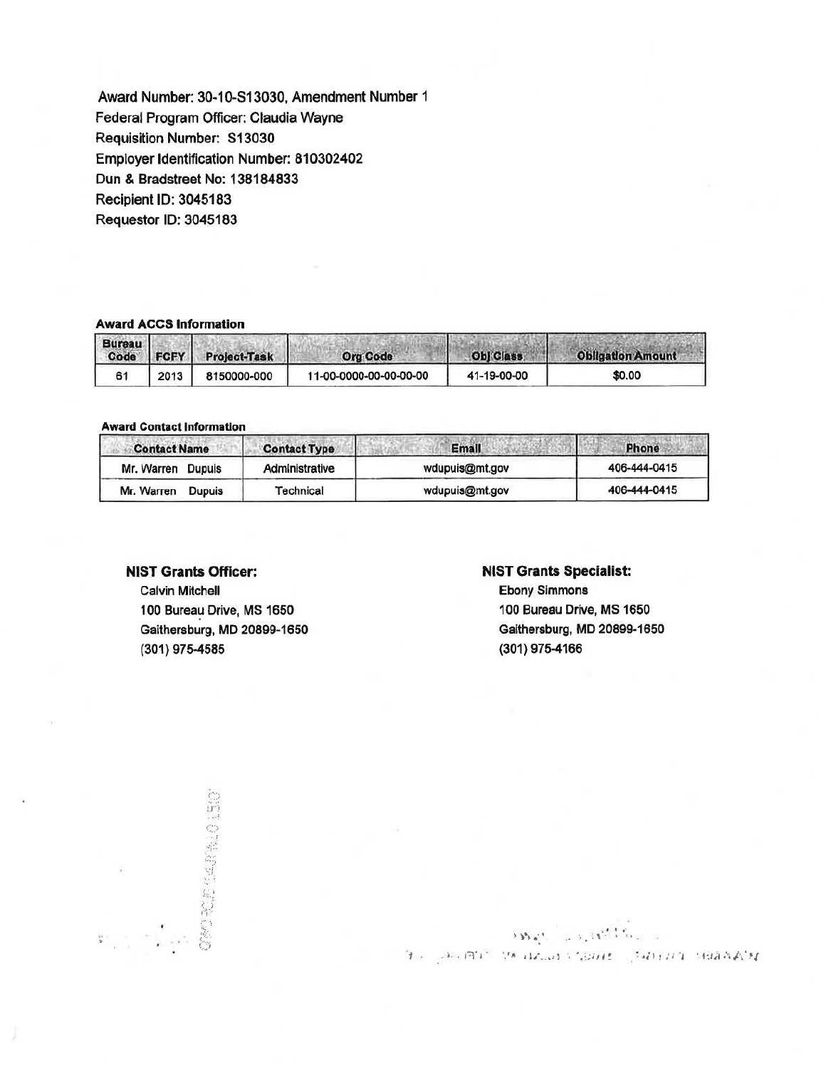Award Number: 30-10-S13030, Amendment Number 1
Federal Program Officer: Claudia Wayne
Requisition Number: S13030
Employer Identification Number: 810302402
Dun & Bradstreet No: 138184833
Recipient ID: 3045183
Requestor ID: 3045183

**Award ACCS Information**

| Bureau Code | FCFY | Project-Task | Org Code | Obj Class | Obligation Amount |
|---|---|---|---|---|---|
| 61 | 2013 | 8150000-000 | 11-00-0000-00-00-00-00 | 41-19-00-00 | $0.00 |

**Award Contact Information**

| Contact Name | Contact Type | Email | Phone |
|---|---|---|---|
| Mr. Warren Dupuis | Administrative | wdupuis@mt.gov | 406-444-0415 |
| Mr. Warren Dupuis | Technical | wdupuis@mt.gov | 406-444-0415 |

**NIST Grants Officer:**
Calvin Mitchell
100 Bureau Drive, MS 1650
Gaithersburg, MD 20899-1650
(301) 975-4585

**NIST Grants Specialist:**
Ebony Simmons
100 Bureau Drive, MS 1650
Gaithersburg, MD 20899-1650
(301) 975-4166